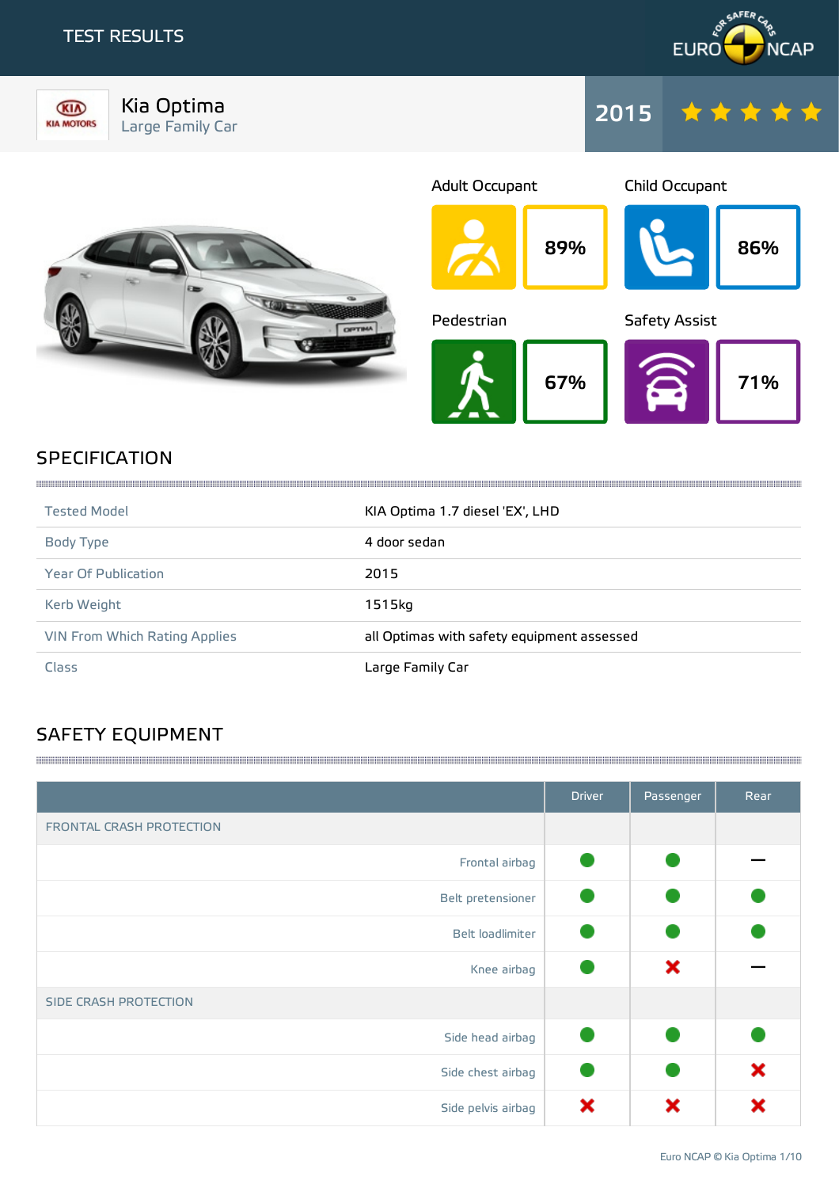# TEST RESULTS

EURO NCAP FOR SAFER CARS

## Kia Optima
Large Family Car

2015 ★★★★★

| Adult Occupant | Child Occupant | Pedestrian | Safety Assist |
|---|---|---|---|
| 89% | 86% | 67% | 71% |

## SPECIFICATION

| | |
|---|---|
| Tested Model | KIA Optima 1.7 diesel 'EX', LHD |
| Body Type | 4 door sedan |
| Year Of Publication | 2015 |
| Kerb Weight | 1515kg |
| VIN From Which Rating Applies | all Optimas with safety equipment assessed |
| Class | Large Family Car |

## SAFETY EQUIPMENT

| | Driver | Passenger | Rear |
|---|---|---|---|
| FRONTAL CRASH PROTECTION | | | |
| Frontal airbag | ● | ● | — |
| Belt pretensioner | ● | ● | ● |
| Belt loadlimiter | ● | ● | ● |
| Knee airbag | ● | ✖ | — |
| SIDE CRASH PROTECTION | | | |
| Side head airbag | ● | ● | ● |
| Side chest airbag | ● | ● | ✖ |
| Side pelvis airbag | ✖ | ✖ | ✖ |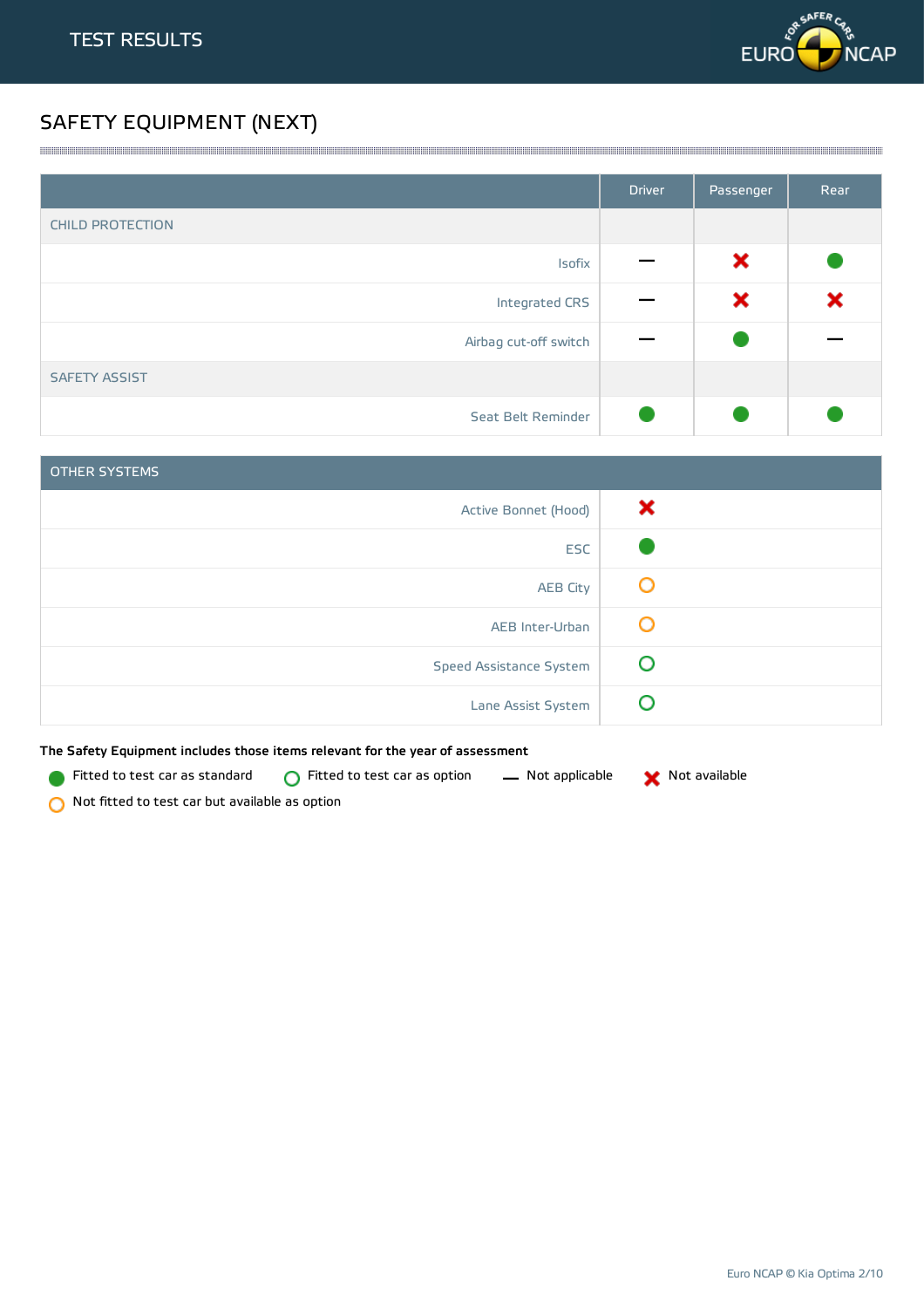## SAFETY EQUIPMENT (NEXT)

| | Driver | Passenger | Rear |
|---|---|---|---|
| **CHILD PROTECTION** | | | |
| Isofix | Not applicable | Not available | Fitted to test car as standard |
| Integrated CRS | Not applicable | Not available | Not available |
| Airbag cut-off switch | Not applicable | Fitted to test car as standard | Not applicable |
| **SAFETY ASSIST** | | | |
| Seat Belt Reminder | Fitted to test car as standard | Fitted to test car as standard | Fitted to test car as standard |

| OTHER SYSTEMS | |
|---|---|
| Active Bonnet (Hood) | Not available |
| ESC | Fitted to test car as standard |
| AEB City | Not fitted to test car but available as option |
| AEB Inter-Urban | Not fitted to test car but available as option |
| Speed Assistance System | Fitted to test car as option |
| Lane Assist System | Fitted to test car as option |

**The Safety Equipment includes those items relevant for the year of assessment**

- Fitted to test car as standard
- Fitted to test car as option
- Not applicable
- Not available
- Not fitted to test car but available as option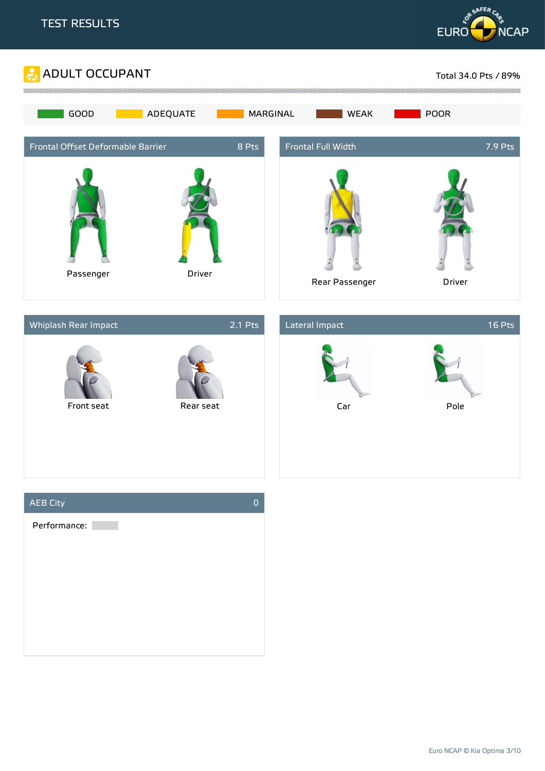# TEST RESULTS

## ADULT OCCUPANT

Total 34.0 Pts / 89%

GOOD | ADEQUATE | MARGINAL | WEAK | POOR

### Frontal Offset Deformable Barrier — 8 Pts

Passenger

Driver

### Frontal Full Width — 7.9 Pts

Rear Passenger

Driver

### Whiplash Rear Impact — 2.1 Pts

Front seat

Rear seat

### Lateral Impact — 16 Pts

Car

Pole

### AEB City — 0

Performance: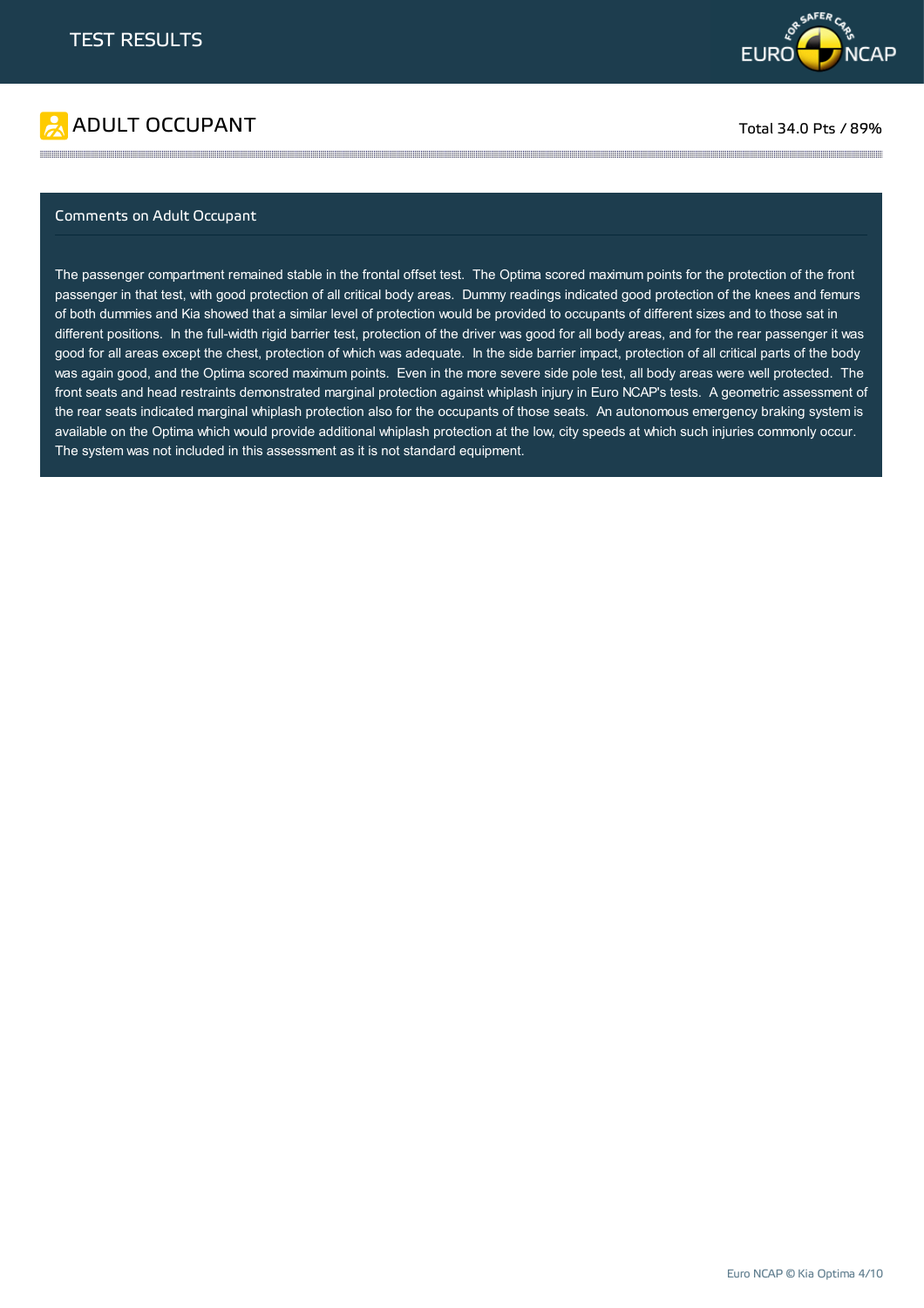# TEST RESULTS

## ADULT OCCUPANT

Total 34.0 Pts / 89%

### Comments on Adult Occupant

The passenger compartment remained stable in the frontal offset test. The Optima scored maximum points for the protection of the front passenger in that test, with good protection of all critical body areas. Dummy readings indicated good protection of the knees and femurs of both dummies and Kia showed that a similar level of protection would be provided to occupants of different sizes and to those sat in different positions. In the full-width rigid barrier test, protection of the driver was good for all body areas, and for the rear passenger it was good for all areas except the chest, protection of which was adequate. In the side barrier impact, protection of all critical parts of the body was again good, and the Optima scored maximum points. Even in the more severe side pole test, all body areas were well protected. The front seats and head restraints demonstrated marginal protection against whiplash injury in Euro NCAP's tests. A geometric assessment of the rear seats indicated marginal whiplash protection also for the occupants of those seats. An autonomous emergency braking system is available on the Optima which would provide additional whiplash protection at the low, city speeds at which such injuries commonly occur. The system was not included in this assessment as it is not standard equipment.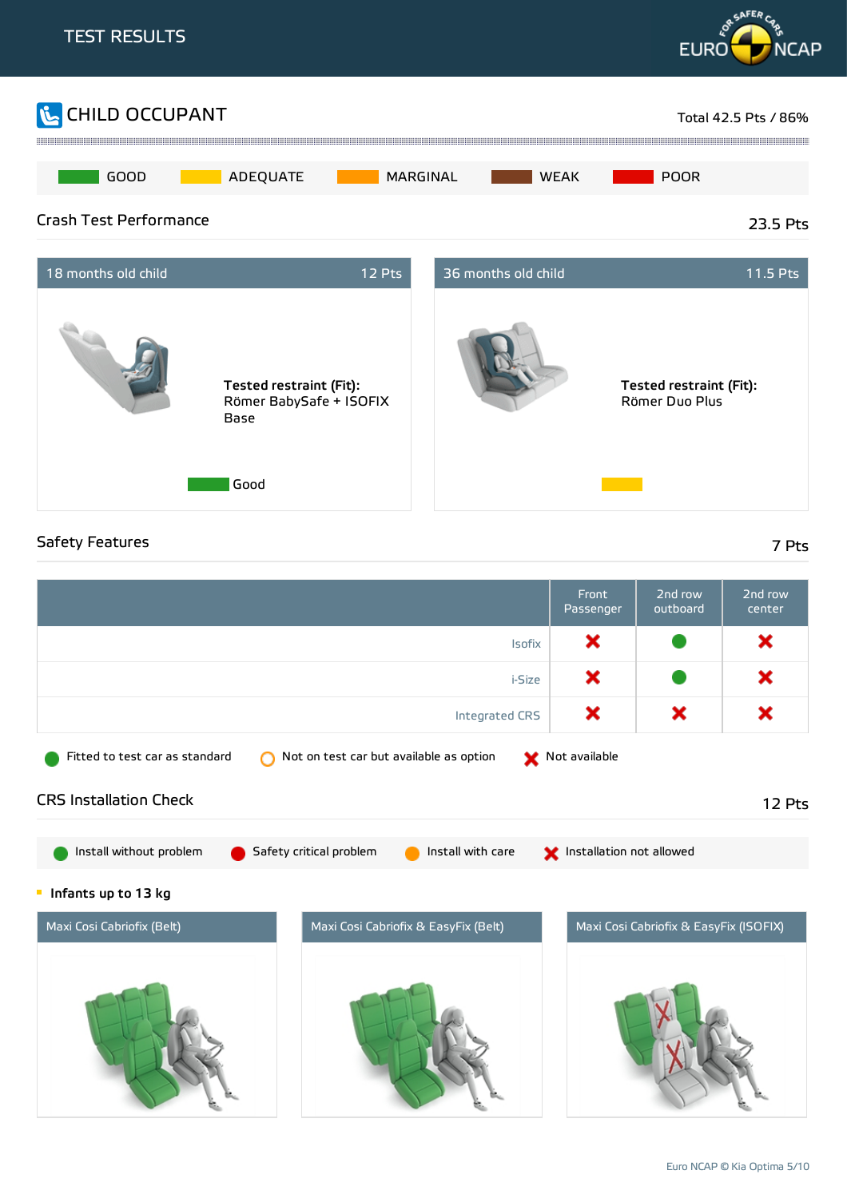# TEST RESULTS

## CHILD OCCUPANT

Total 42.5 Pts / 86%

GOOD | ADEQUATE | MARGINAL | WEAK | POOR

### Crash Test Performance

23.5 Pts

**18 months old child** — 12 Pts

**Tested restraint (Fit):** Römer BabySafe + ISOFIX Base

Good

**36 months old child** — 11.5 Pts

**Tested restraint (Fit):** Römer Duo Plus

### Safety Features

7 Pts

| | Front Passenger | 2nd row outboard | 2nd row center |
|---|---|---|---|
| Isofix | ✗ | ● | ✗ |
| i-Size | ✗ | ● | ✗ |
| Integrated CRS | ✗ | ✗ | ✗ |

● Fitted to test car as standard ○ Not on test car but available as option ✗ Not available

### CRS Installation Check

12 Pts

● Install without problem ● Safety critical problem ● Install with care ✗ Installation not allowed

**Infants up to 13 kg**

Maxi Cosi Cabriofix (Belt) | Maxi Cosi Cabriofix & EasyFix (Belt) | Maxi Cosi Cabriofix & EasyFix (ISOFIX)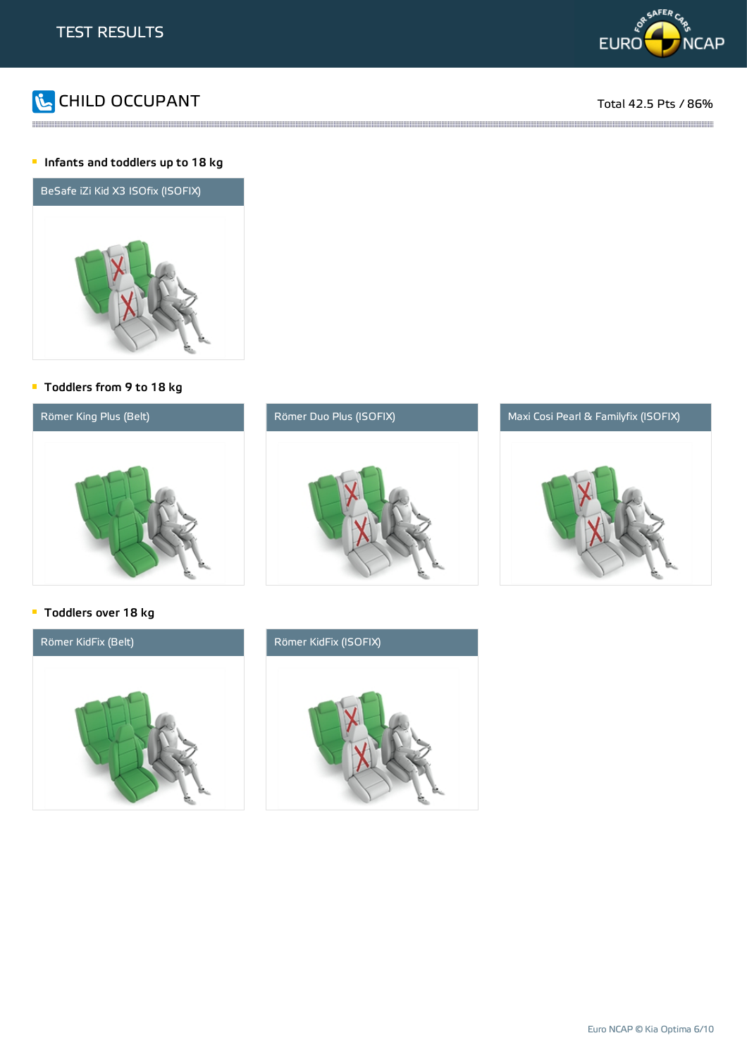# TEST RESULTS

## CHILD OCCUPANT

Total 42.5 Pts / 86%

### Infants and toddlers up to 18 kg

BeSafe iZi Kid X3 ISOfix (ISOFIX)

### Toddlers from 9 to 18 kg

Römer King Plus (Belt)

Römer Duo Plus (ISOFIX)

Maxi Cosi Pearl & Familyfix (ISOFIX)

### Toddlers over 18 kg

Römer KidFix (Belt)

Römer KidFix (ISOFIX)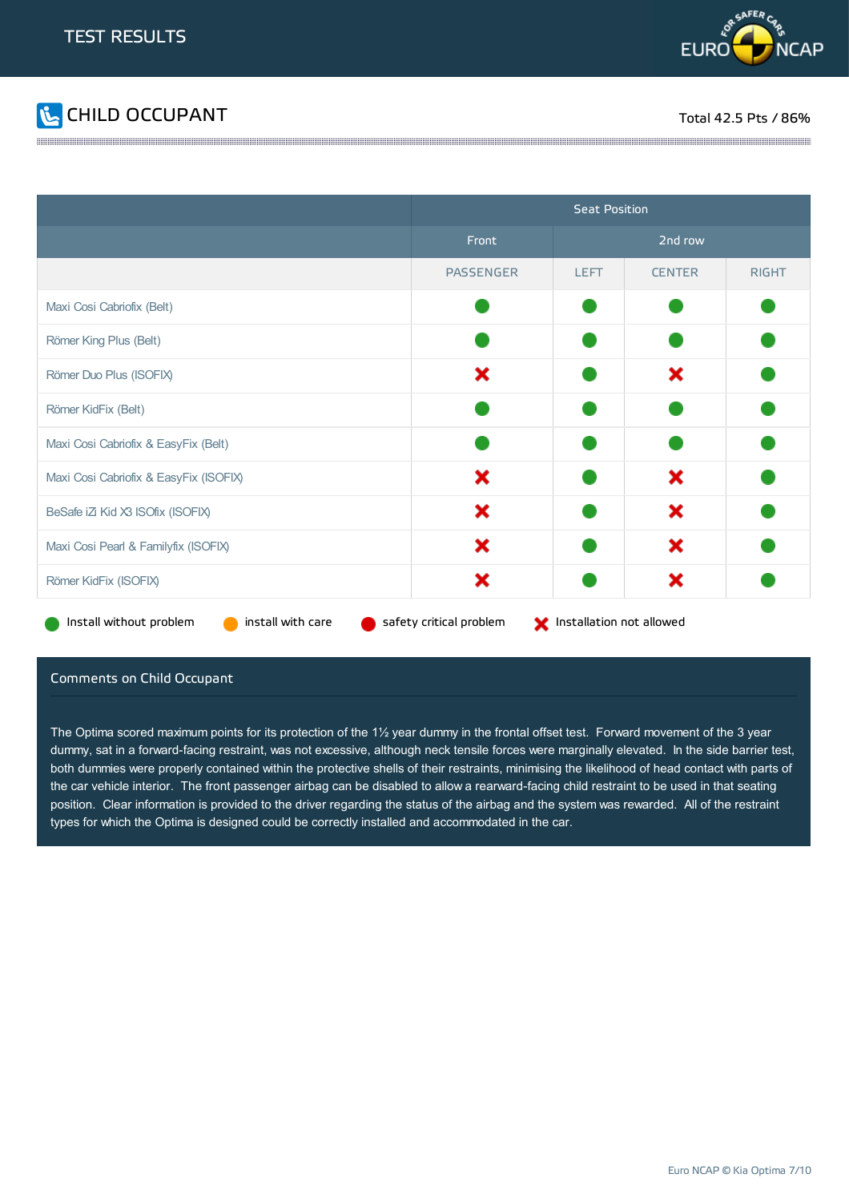# TEST RESULTS

## CHILD OCCUPANT

Total 42.5 Pts / 86%

| | Seat Position | | | |
|---|---|---|---|---|
| | Front | 2nd row | | |
| | PASSENGER | LEFT | CENTER | RIGHT |
| Maxi Cosi Cabriofix (Belt) | Install without problem | Install without problem | Install without problem | Install without problem |
| Römer King Plus (Belt) | Install without problem | Install without problem | Install without problem | Install without problem |
| Römer Duo Plus (ISOFIX) | Installation not allowed | Install without problem | Installation not allowed | Install without problem |
| Römer KidFix (Belt) | Install without problem | Install without problem | Install without problem | Install without problem |
| Maxi Cosi Cabriofix & EasyFix (Belt) | Install without problem | Install without problem | Install without problem | Install without problem |
| Maxi Cosi Cabriofix & EasyFix (ISOFIX) | Installation not allowed | Install without problem | Installation not allowed | Install without problem |
| BeSafe iZi Kid X3 ISOfix (ISOFIX) | Installation not allowed | Install without problem | Installation not allowed | Install without problem |
| Maxi Cosi Pearl & Familyfix (ISOFIX) | Installation not allowed | Install without problem | Installation not allowed | Install without problem |
| Römer KidFix (ISOFIX) | Installation not allowed | Install without problem | Installation not allowed | Install without problem |

Install without problem | install with care | safety critical problem | Installation not allowed

### Comments on Child Occupant

The Optima scored maximum points for its protection of the 1½ year dummy in the frontal offset test. Forward movement of the 3 year dummy, sat in a forward-facing restraint, was not excessive, although neck tensile forces were marginally elevated. In the side barrier test, both dummies were properly contained within the protective shells of their restraints, minimising the likelihood of head contact with parts of the car vehicle interior. The front passenger airbag can be disabled to allow a rearward-facing child restraint to be used in that seating position. Clear information is provided to the driver regarding the status of the airbag and the system was rewarded. All of the restraint types for which the Optima is designed could be correctly installed and accommodated in the car.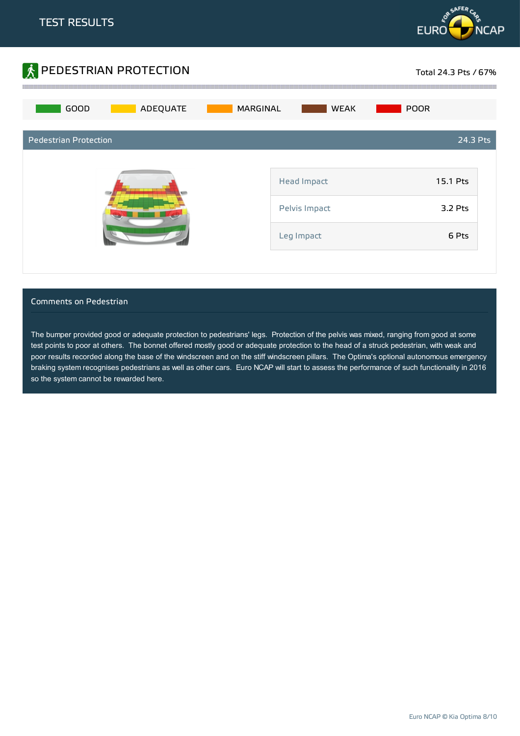# TEST RESULTS

## PEDESTRIAN PROTECTION

Total 24.3 Pts / 67%

GOOD | ADEQUATE | MARGINAL | WEAK | POOR

### Pedestrian Protection — 24.3 Pts

| | |
|---|---|
| Head Impact | 15.1 Pts |
| Pelvis Impact | 3.2 Pts |
| Leg Impact | 6 Pts |

### Comments on Pedestrian

The bumper provided good or adequate protection to pedestrians' legs. Protection of the pelvis was mixed, ranging from good at some test points to poor at others. The bonnet offered mostly good or adequate protection to the head of a struck pedestrian, with weak and poor results recorded along the base of the windscreen and on the stiff windscreen pillars. The Optima's optional autonomous emergency braking system recognises pedestrians as well as other cars. Euro NCAP will start to assess the performance of such functionality in 2016 so the system cannot be rewarded here.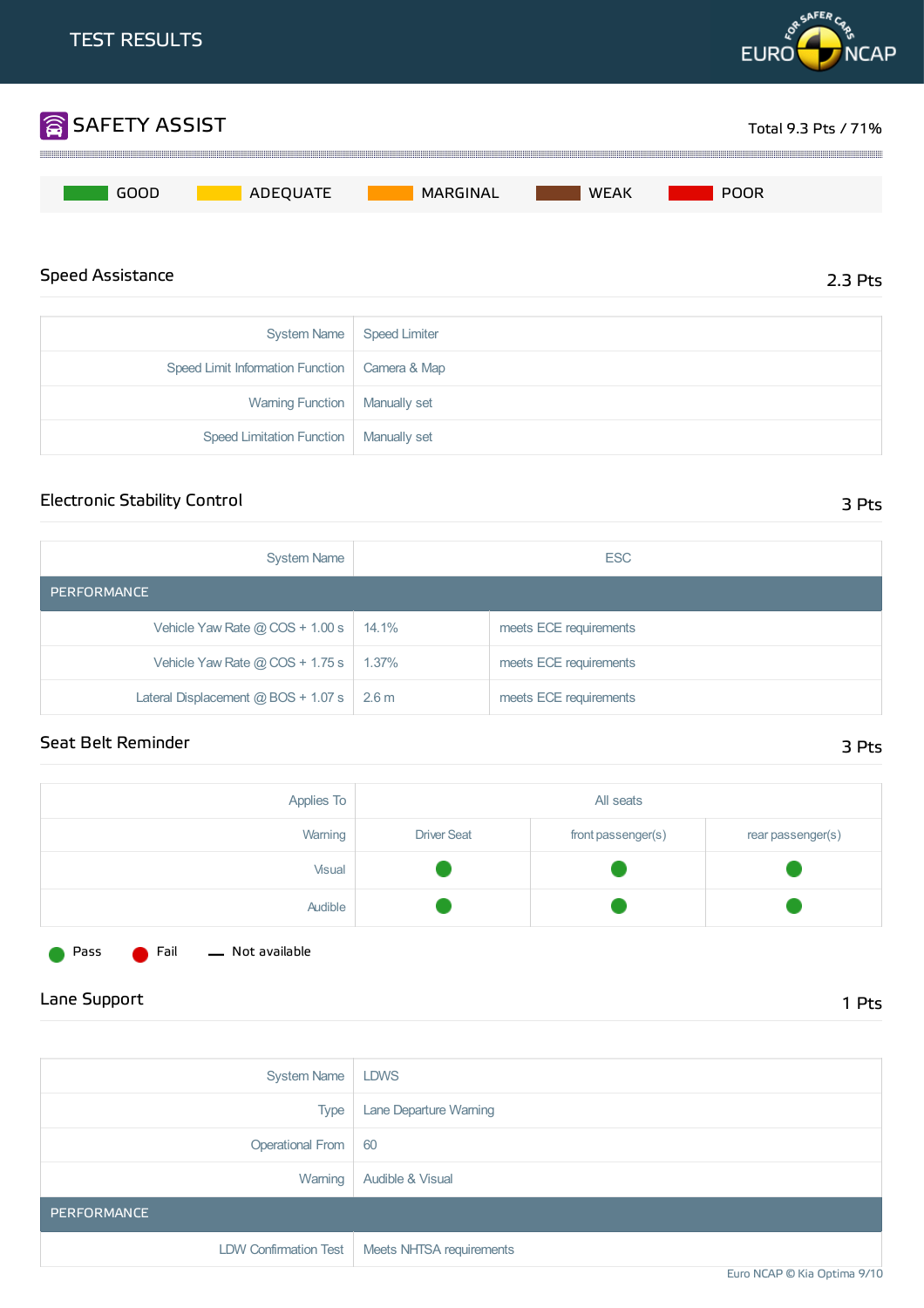TEST RESULTS

## SAFETY ASSIST

Total 9.3 Pts / 71%

GOOD | ADEQUATE | MARGINAL | WEAK | POOR

### Speed Assistance

2.3 Pts

| System Name | Speed Limiter |
|---|---|
| Speed Limit Information Function | Camera & Map |
| Warning Function | Manually set |
| Speed Limitation Function | Manually set |

### Electronic Stability Control

3 Pts

| System Name | ESC | |
|---|---|---|
| **PERFORMANCE** | | |
| Vehicle Yaw Rate @ COS + 1.00 s | 14.1% | meets ECE requirements |
| Vehicle Yaw Rate @ COS + 1.75 s | 1.37% | meets ECE requirements |
| Lateral Displacement @ BOS + 1.07 s | 2.6 m | meets ECE requirements |

### Seat Belt Reminder

3 Pts

| Applies To | All seats | | |
|---|---|---|---|
| Warning | Driver Seat | front passenger(s) | rear passenger(s) |
| Visual | Pass | Pass | Pass |
| Audible | Pass | Pass | Pass |

Pass | Fail | — Not available

### Lane Support

1 Pts

| System Name | LDWS |
|---|---|
| Type | Lane Departure Warning |
| Operational From | 60 |
| Warning | Audible & Visual |
| **PERFORMANCE** | |
| LDW Confirmation Test | Meets NHTSA requirements |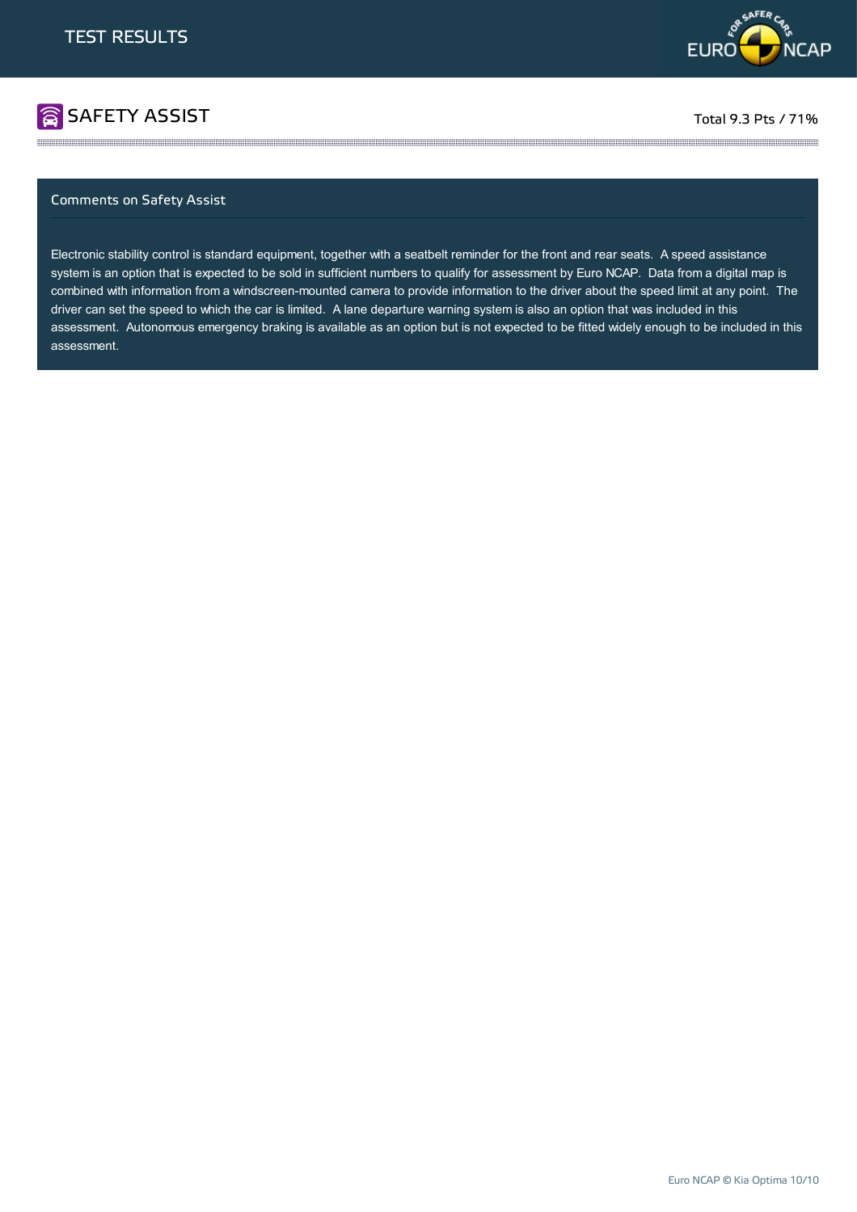## SAFETY ASSIST

Total 9.3 Pts / 71%

### Comments on Safety Assist

Electronic stability control is standard equipment, together with a seatbelt reminder for the front and rear seats. A speed assistance system is an option that is expected to be sold in sufficient numbers to qualify for assessment by Euro NCAP. Data from a digital map is combined with information from a windscreen-mounted camera to provide information to the driver about the speed limit at any point. The driver can set the speed to which the car is limited. A lane departure warning system is also an option that was included in this assessment. Autonomous emergency braking is available as an option but is not expected to be fitted widely enough to be included in this assessment.